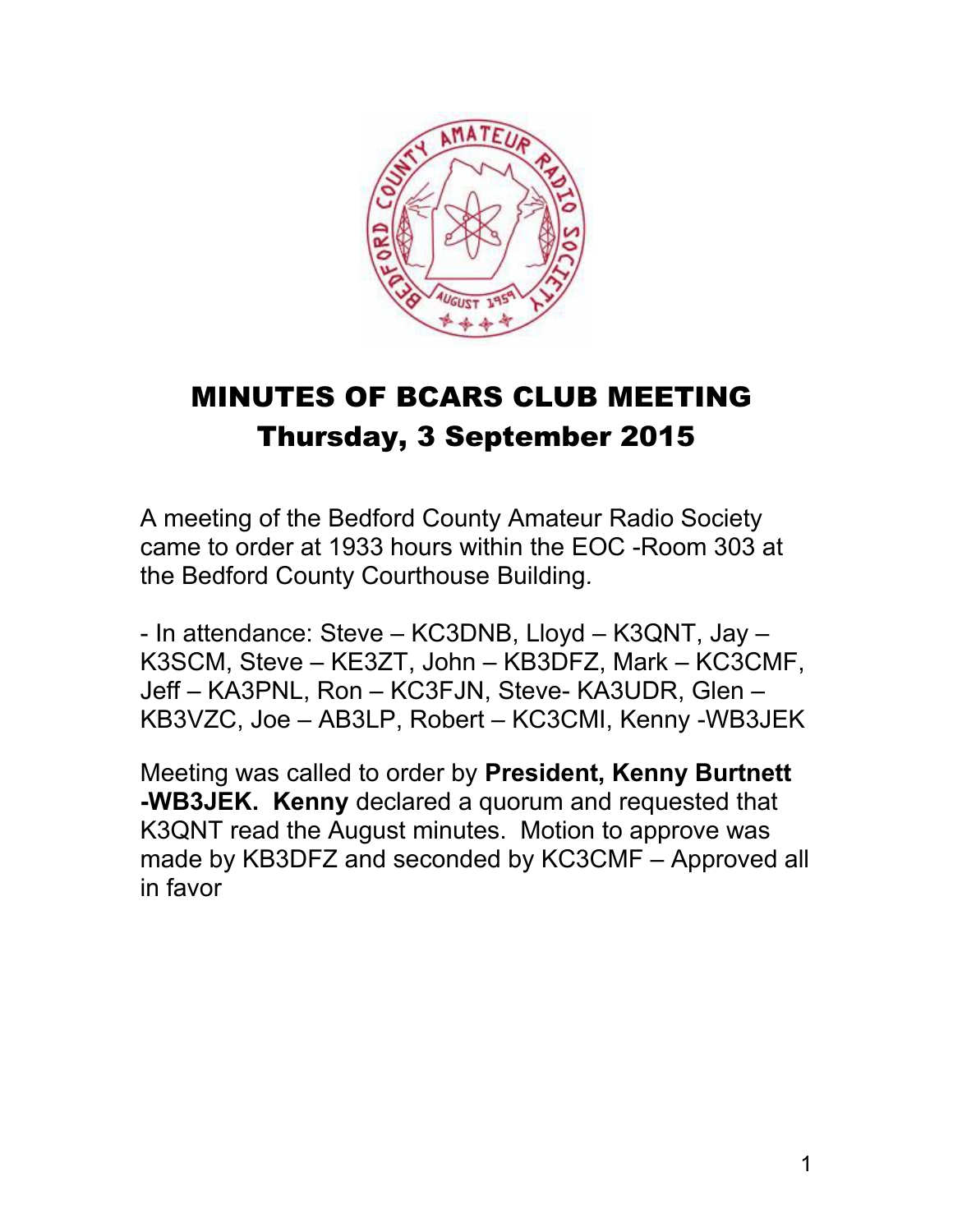# MINUTES OF BCARS CLUB MEETING
## Thursday, 3 September 2015

A meeting of the Bedford County Amateur Radio Society came to order at 1933 hours within the EOC -Room 303 at the Bedford County Courthouse Building.

- In attendance: Steve – KC3DNB, Lloyd – K3QNT, Jay – K3SCM, Steve – KE3ZT, John – KB3DFZ, Mark – KC3CMF, Jeff – KA3PNL, Ron – KC3FJN, Steve- KA3UDR, Glen – KB3VZC, Joe – AB3LP, Robert – KC3CMI, Kenny -WB3JEK

Meeting was called to order by **President, Kenny Burtnett -WB3JEK. Kenny** declared a quorum and requested that K3QNT read the August minutes. Motion to approve was made by KB3DFZ and seconded by KC3CMF – Approved all in favor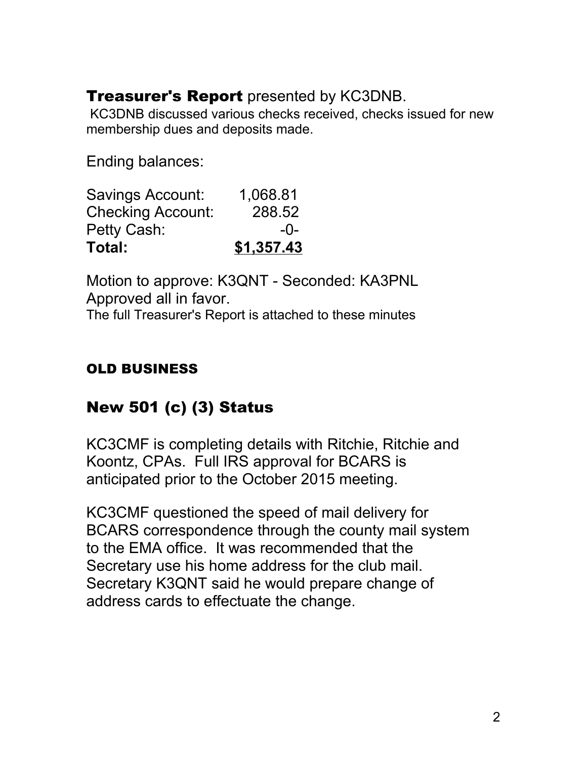## Treasurer's Report presented by KC3DNB.

KC3DNB discussed various checks received, checks issued for new membership dues and deposits made.

Ending balances:

| | |
|---|---|
| Savings Account: | 1,068.81 |
| Checking Account: | 288.52 |
| Petty Cash: | -0- |
| **Total:** | **$1,357.43** |

Motion to approve: K3QNT - Seconded: KA3PNL
Approved all in favor.
The full Treasurer's Report is attached to these minutes

### OLD BUSINESS

## New 501 (c) (3) Status

KC3CMF is completing details with Ritchie, Ritchie and Koontz, CPAs. Full IRS approval for BCARS is anticipated prior to the October 2015 meeting.

KC3CMF questioned the speed of mail delivery for BCARS correspondence through the county mail system to the EMA office. It was recommended that the Secretary use his home address for the club mail. Secretary K3QNT said he would prepare change of address cards to effectuate the change.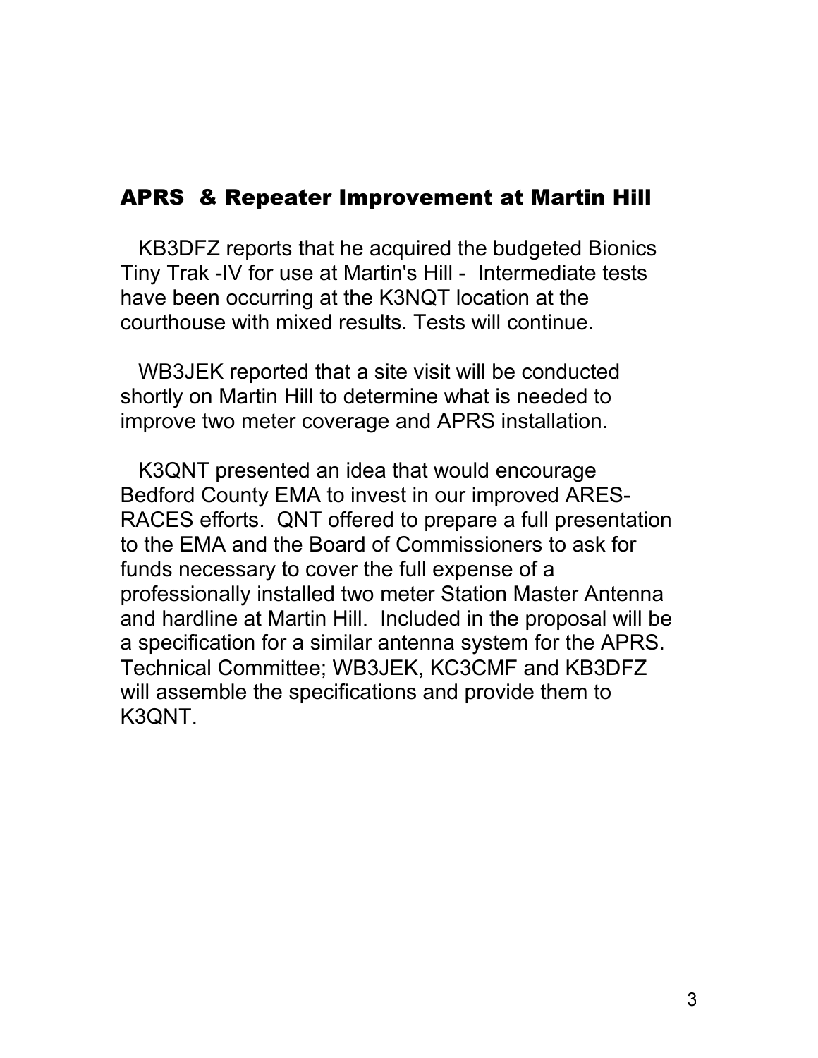## APRS & Repeater Improvement at Martin Hill

KB3DFZ reports that he acquired the budgeted Bionics Tiny Trak -IV for use at Martin's Hill - Intermediate tests have been occurring at the K3NQT location at the courthouse with mixed results. Tests will continue.

WB3JEK reported that a site visit will be conducted shortly on Martin Hill to determine what is needed to improve two meter coverage and APRS installation.

K3QNT presented an idea that would encourage Bedford County EMA to invest in our improved ARES-RACES efforts. QNT offered to prepare a full presentation to the EMA and the Board of Commissioners to ask for funds necessary to cover the full expense of a professionally installed two meter Station Master Antenna and hardline at Martin Hill. Included in the proposal will be a specification for a similar antenna system for the APRS. Technical Committee; WB3JEK, KC3CMF and KB3DFZ will assemble the specifications and provide them to K3QNT.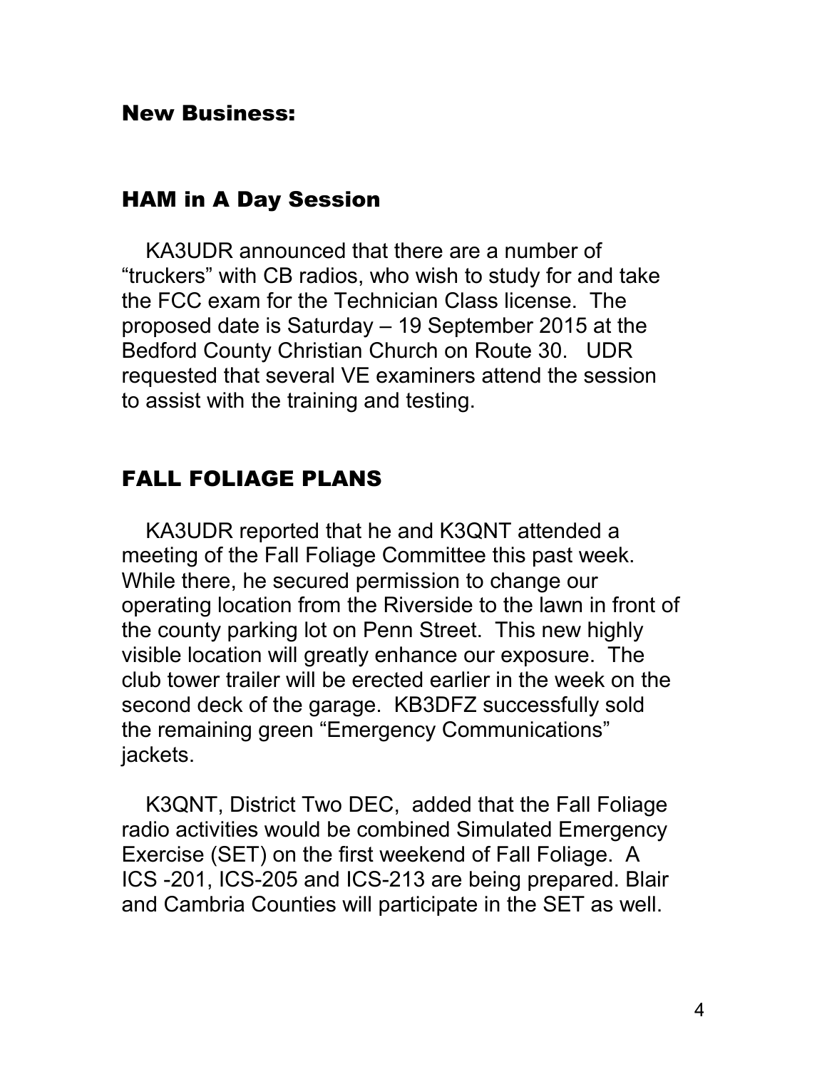## New Business:

### HAM in A Day Session

KA3UDR announced that there are a number of "truckers" with CB radios, who wish to study for and take the FCC exam for the Technician Class license. The proposed date is Saturday – 19 September 2015 at the Bedford County Christian Church on Route 30. UDR requested that several VE examiners attend the session to assist with the training and testing.

### FALL FOLIAGE PLANS

KA3UDR reported that he and K3QNT attended a meeting of the Fall Foliage Committee this past week. While there, he secured permission to change our operating location from the Riverside to the lawn in front of the county parking lot on Penn Street. This new highly visible location will greatly enhance our exposure. The club tower trailer will be erected earlier in the week on the second deck of the garage. KB3DFZ successfully sold the remaining green "Emergency Communications" jackets.

K3QNT, District Two DEC, added that the Fall Foliage radio activities would be combined Simulated Emergency Exercise (SET) on the first weekend of Fall Foliage. A ICS -201, ICS-205 and ICS-213 are being prepared. Blair and Cambria Counties will participate in the SET as well.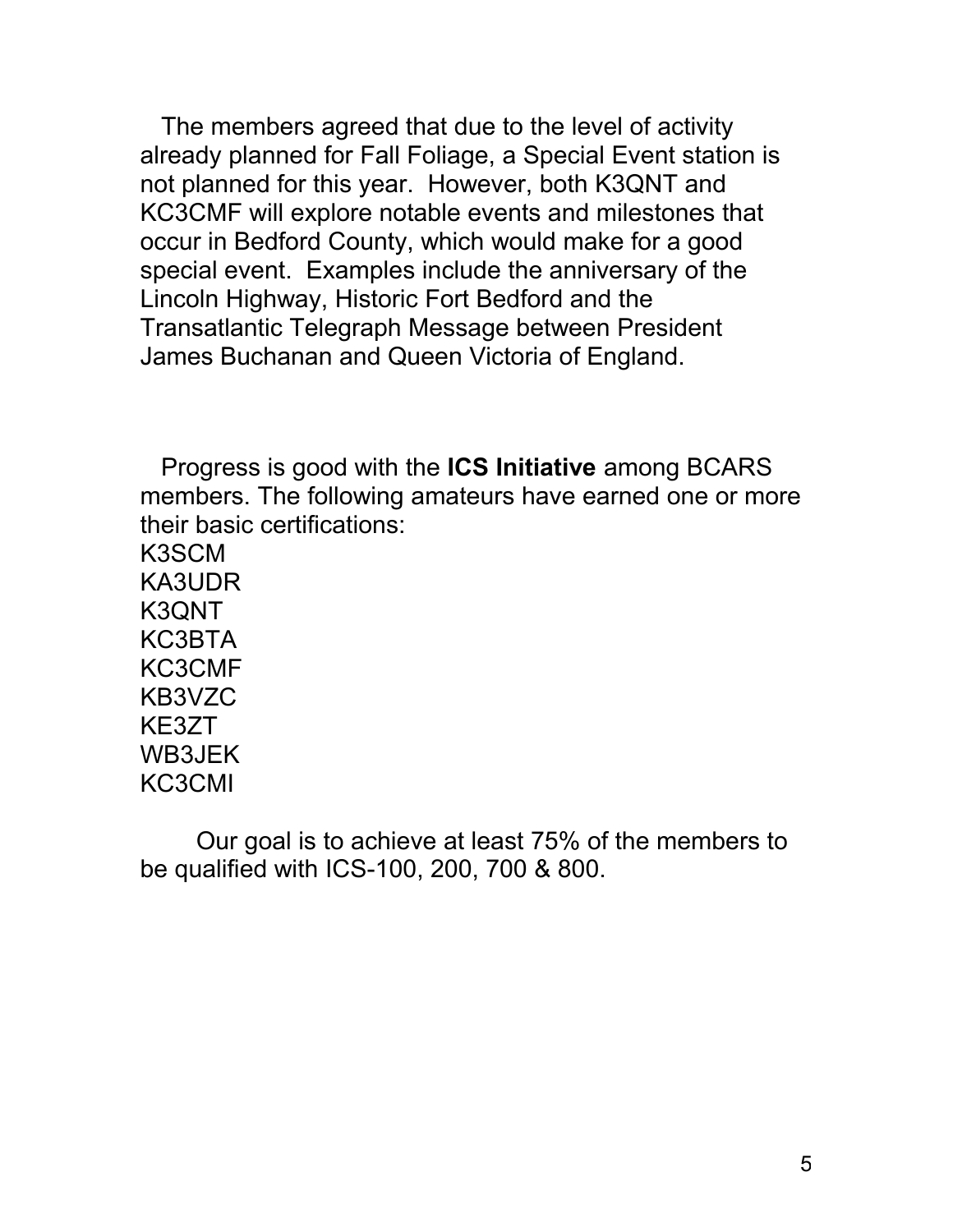The members agreed that due to the level of activity already planned for Fall Foliage, a Special Event station is not planned for this year. However, both K3QNT and KC3CMF will explore notable events and milestones that occur in Bedford County, which would make for a good special event. Examples include the anniversary of the Lincoln Highway, Historic Fort Bedford and the Transatlantic Telegraph Message between President James Buchanan and Queen Victoria of England.

Progress is good with the **ICS Initiative** among BCARS members. The following amateurs have earned one or more their basic certifications:

K3SCM  
KA3UDR  
K3QNT  
KC3BTA  
KC3CMF  
KB3VZC  
KE3ZT  
WB3JEK  
KC3CMI

Our goal is to achieve at least 75% of the members to be qualified with ICS-100, 200, 700 & 800.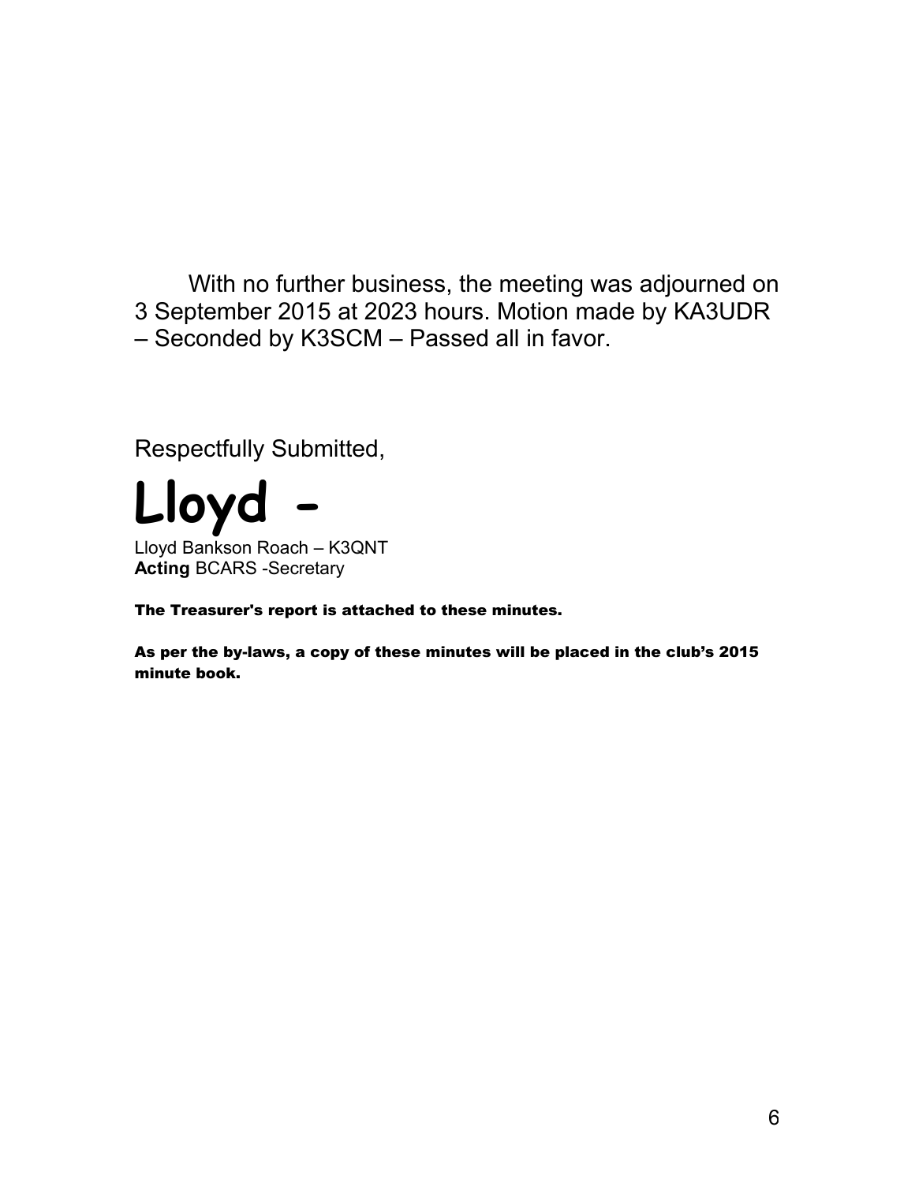With no further business, the meeting was adjourned on 3 September 2015 at 2023 hours. Motion made by KA3UDR – Seconded by K3SCM – Passed all in favor.

Respectfully Submitted,

**Lloyd -**

Lloyd Bankson Roach – K3QNT
**Acting** BCARS -Secretary

**The Treasurer's report is attached to these minutes.**

**As per the by-laws, a copy of these minutes will be placed in the club's 2015 minute book.**